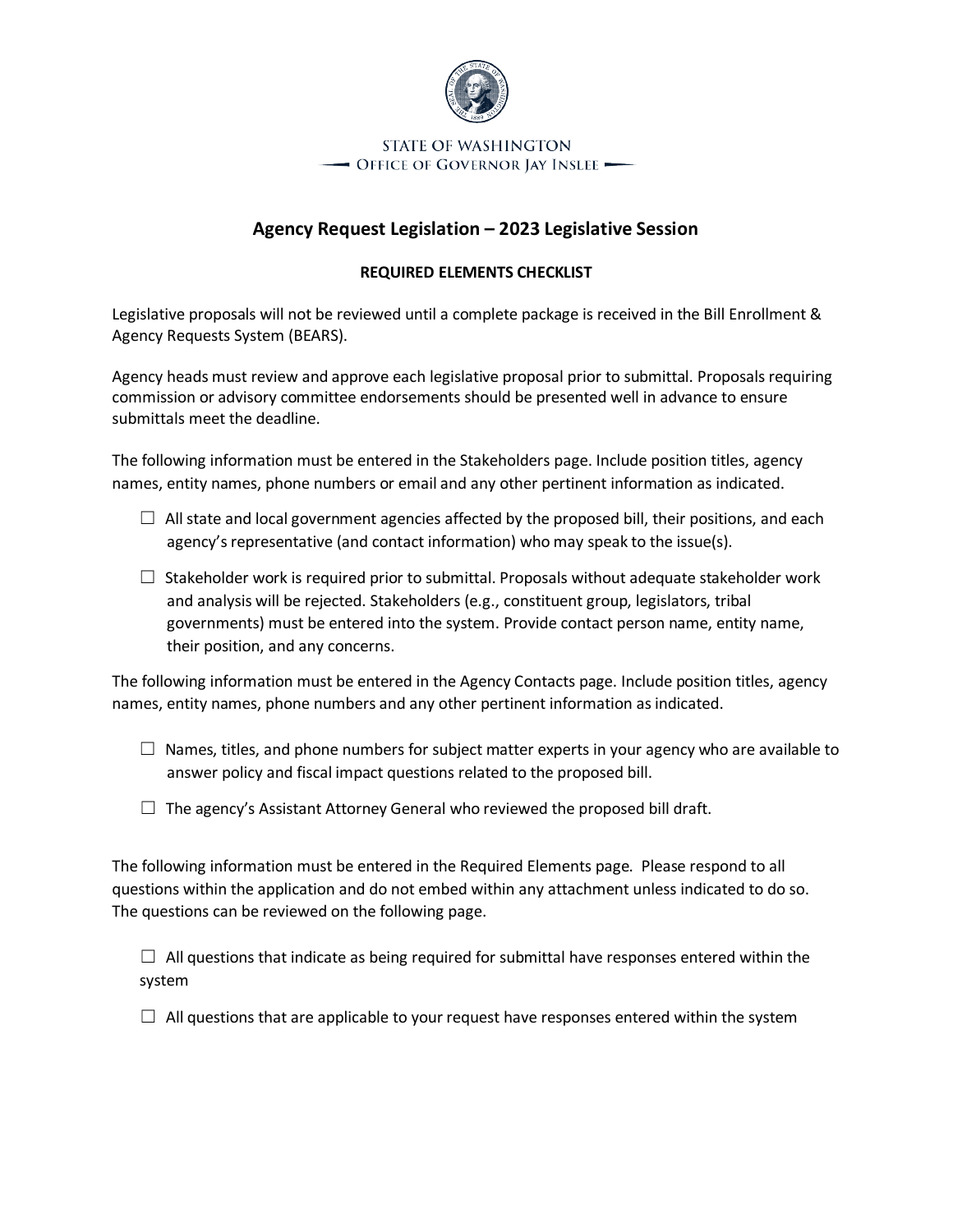STATE OF WASHINGTON
OFFICE OF GOVERNOR JAY INSLEE

# Agency Request Legislation – 2023 Legislative Session

## REQUIRED ELEMENTS CHECKLIST

Legislative proposals will not be reviewed until a complete package is received in the Bill Enrollment & Agency Requests System (BEARS).

Agency heads must review and approve each legislative proposal prior to submittal. Proposals requiring commission or advisory committee endorsements should be presented well in advance to ensure submittals meet the deadline.

The following information must be entered in the Stakeholders page. Include position titles, agency names, entity names, phone numbers or email and any other pertinent information as indicated.

☐ All state and local government agencies affected by the proposed bill, their positions, and each agency's representative (and contact information) who may speak to the issue(s).

☐ Stakeholder work is required prior to submittal. Proposals without adequate stakeholder work and analysis will be rejected. Stakeholders (e.g., constituent group, legislators, tribal governments) must be entered into the system. Provide contact person name, entity name, their position, and any concerns.

The following information must be entered in the Agency Contacts page. Include position titles, agency names, entity names, phone numbers and any other pertinent information as indicated.

☐ Names, titles, and phone numbers for subject matter experts in your agency who are available to answer policy and fiscal impact questions related to the proposed bill.

☐ The agency's Assistant Attorney General who reviewed the proposed bill draft.

The following information must be entered in the Required Elements page. Please respond to all questions within the application and do not embed within any attachment unless indicated to do so. The questions can be reviewed on the following page.

☐ All questions that indicate as being required for submittal have responses entered within the system

☐ All questions that are applicable to your request have responses entered within the system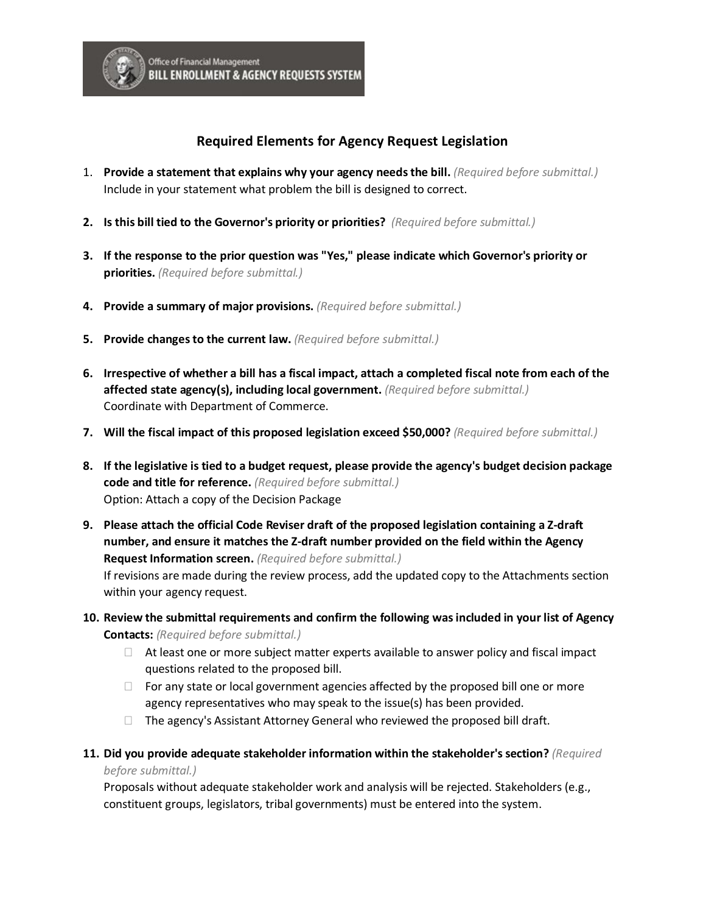Office of Financial Management
BILL ENROLLMENT & AGENCY REQUESTS SYSTEM

## Required Elements for Agency Request Legislation

1. **Provide a statement that explains why your agency needs the bill.** *(Required before submittal.)*
   Include in your statement what problem the bill is designed to correct.

2. **Is this bill tied to the Governor's priority or priorities?** *(Required before submittal.)*

3. **If the response to the prior question was "Yes," please indicate which Governor's priority or priorities.** *(Required before submittal.)*

4. **Provide a summary of major provisions.** *(Required before submittal.)*

5. **Provide changes to the current law.** *(Required before submittal.)*

6. **Irrespective of whether a bill has a fiscal impact, attach a completed fiscal note from each of the affected state agency(s), including local government.** *(Required before submittal.)*
   Coordinate with Department of Commerce.

7. **Will the fiscal impact of this proposed legislation exceed $50,000?** *(Required before submittal.)*

8. **If the legislative is tied to a budget request, please provide the agency's budget decision package code and title for reference.** *(Required before submittal.)*
   Option: Attach a copy of the Decision Package

9. **Please attach the official Code Reviser draft of the proposed legislation containing a Z-draft number, and ensure it matches the Z-draft number provided on the field within the Agency Request Information screen.** *(Required before submittal.)*
   If revisions are made during the review process, add the updated copy to the Attachments section within your agency request.

10. **Review the submittal requirements and confirm the following was included in your list of Agency Contacts:** *(Required before submittal.)*
    - ☐ At least one or more subject matter experts available to answer policy and fiscal impact questions related to the proposed bill.
    - ☐ For any state or local government agencies affected by the proposed bill one or more agency representatives who may speak to the issue(s) has been provided.
    - ☐ The agency's Assistant Attorney General who reviewed the proposed bill draft.

11. **Did you provide adequate stakeholder information within the stakeholder's section?** *(Required before submittal.)*
    Proposals without adequate stakeholder work and analysis will be rejected. Stakeholders (e.g., constituent groups, legislators, tribal governments) must be entered into the system.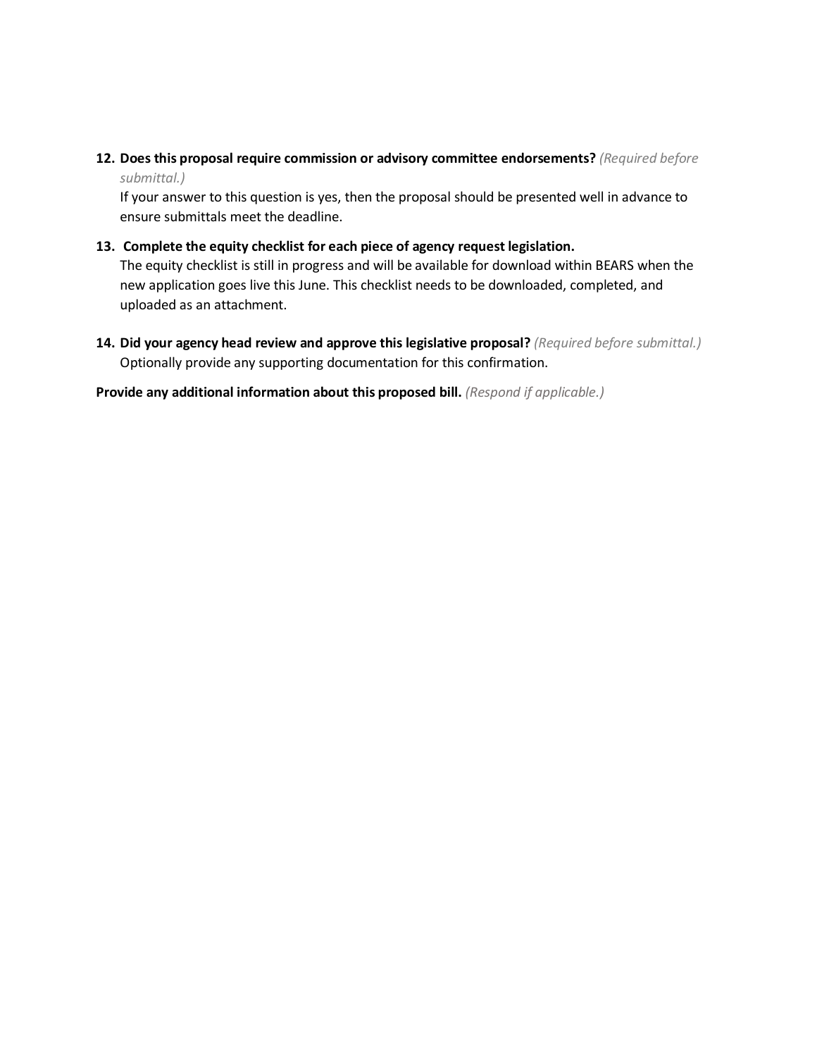12. **Does this proposal require commission or advisory committee endorsements?** *(Required before submittal.)*
    If your answer to this question is yes, then the proposal should be presented well in advance to ensure submittals meet the deadline.

13. **Complete the equity checklist for each piece of agency request legislation.**
    The equity checklist is still in progress and will be available for download within BEARS when the new application goes live this June. This checklist needs to be downloaded, completed, and uploaded as an attachment.

14. **Did your agency head review and approve this legislative proposal?** *(Required before submittal.)*
    Optionally provide any supporting documentation for this confirmation.

**Provide any additional information about this proposed bill.** *(Respond if applicable.)*